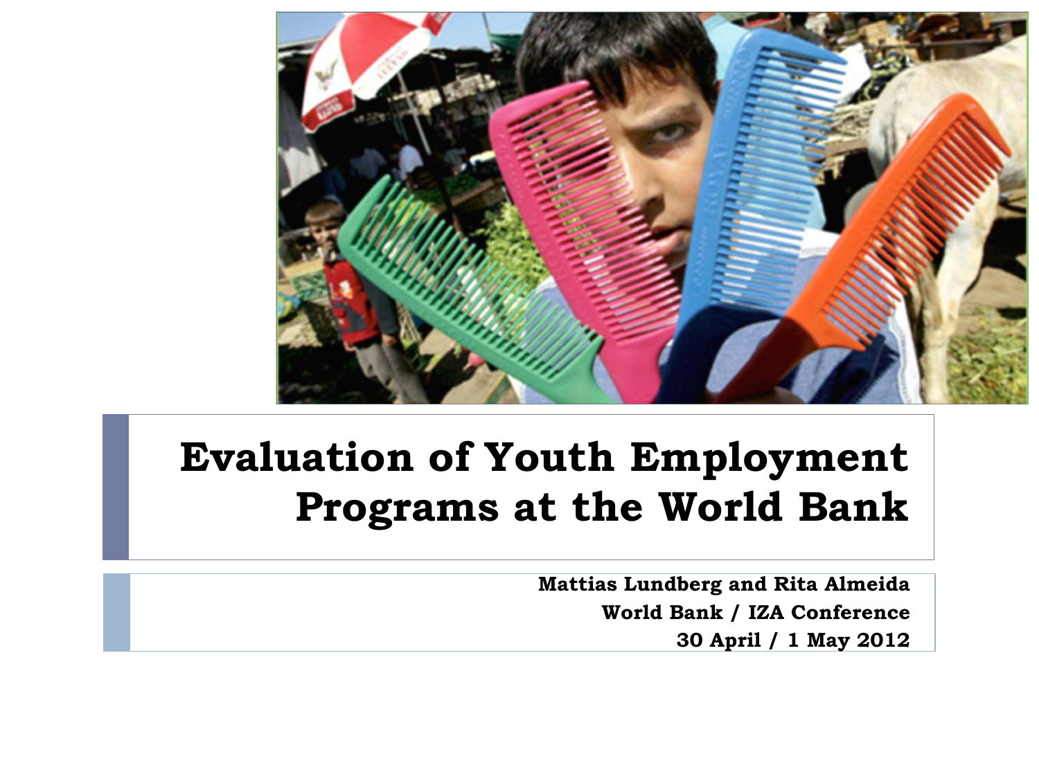# Evaluation of Youth Employment Programs at the World Bank

**Mattias Lundberg and Rita Almeida**
**World Bank / IZA Conference**
**30 April / 1 May 2012**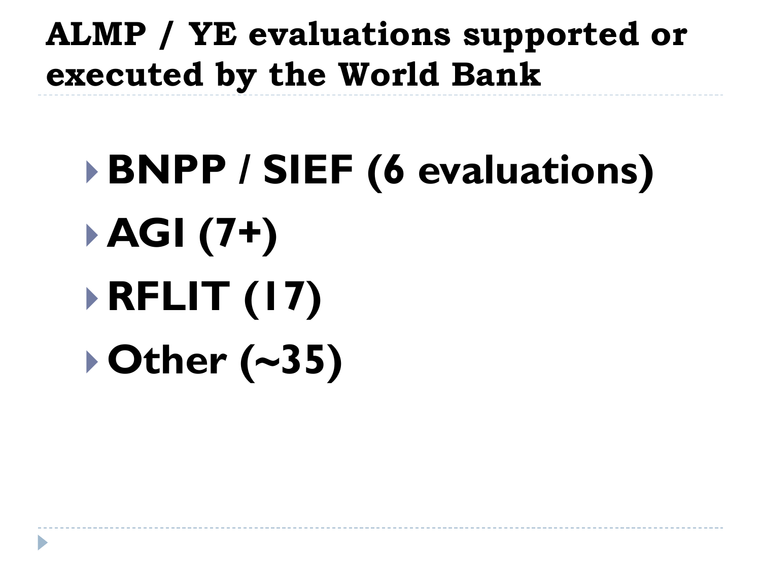# ALMP / YE evaluations supported or executed by the World Bank

- **BNPP / SIEF (6 evaluations)**
- **AGI (7+)**
- **RFLIT (17)**
- **Other (~35)**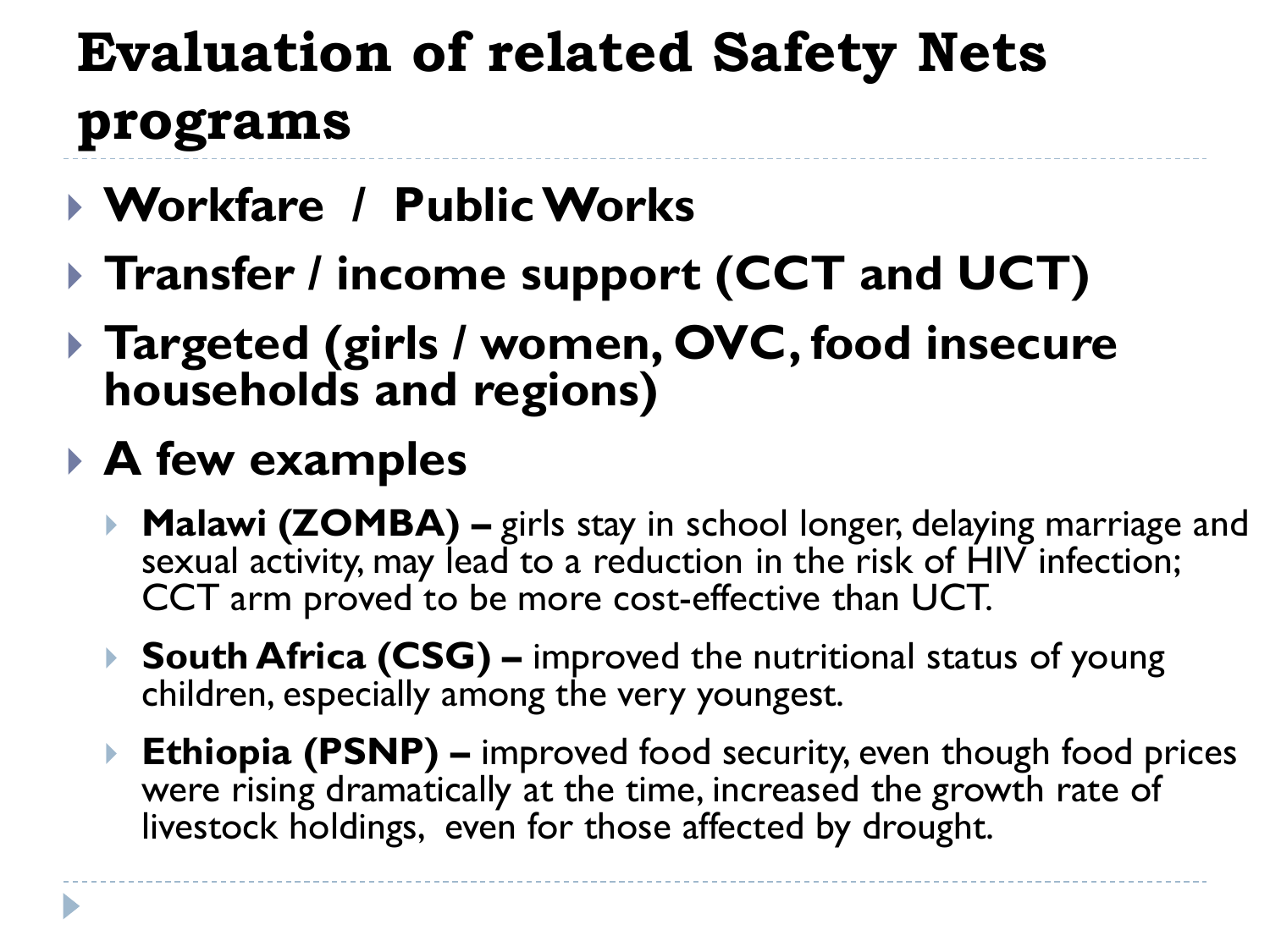# Evaluation of related Safety Nets programs

- **Workfare / Public Works**
- **Transfer / income support (CCT and UCT)**
- **Targeted (girls / women, OVC, food insecure households and regions)**
- **A few examples**
  - **Malawi (ZOMBA) –** girls stay in school longer, delaying marriage and sexual activity, may lead to a reduction in the risk of HIV infection; CCT arm proved to be more cost-effective than UCT.
  - **South Africa (CSG) –** improved the nutritional status of young children, especially among the very youngest.
  - **Ethiopia (PSNP) –** improved food security, even though food prices were rising dramatically at the time, increased the growth rate of livestock holdings, even for those affected by drought.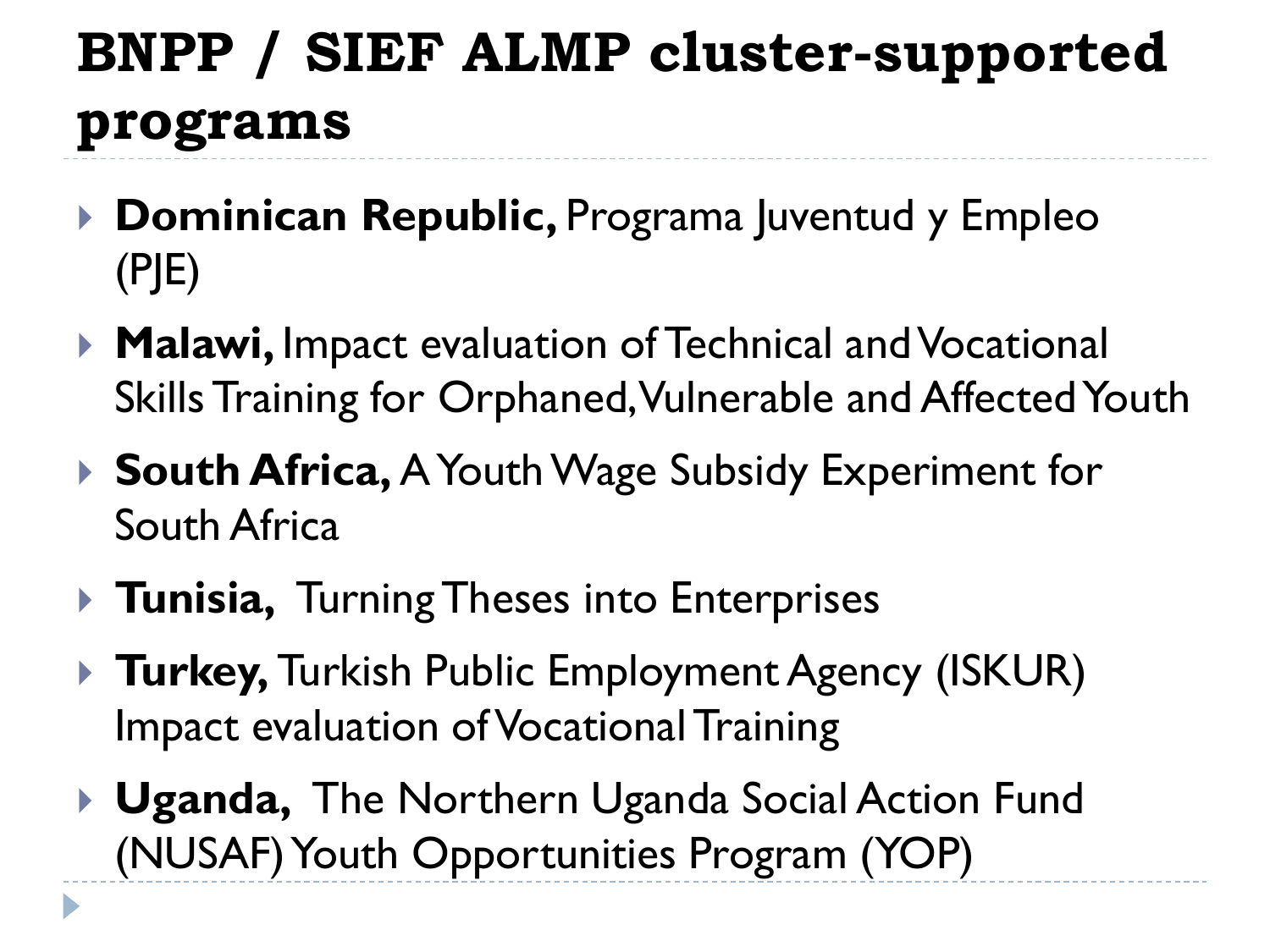# BNPP / SIEF ALMP cluster-supported programs

- **Dominican Republic,** Programa Juventud y Empleo (PJE)
- **Malawi,** Impact evaluation of Technical and Vocational Skills Training for Orphaned, Vulnerable and Affected Youth
- **South Africa,** A Youth Wage Subsidy Experiment for South Africa
- **Tunisia,** Turning Theses into Enterprises
- **Turkey,** Turkish Public Employment Agency (ISKUR) Impact evaluation of Vocational Training
- **Uganda,** The Northern Uganda Social Action Fund (NUSAF) Youth Opportunities Program (YOP)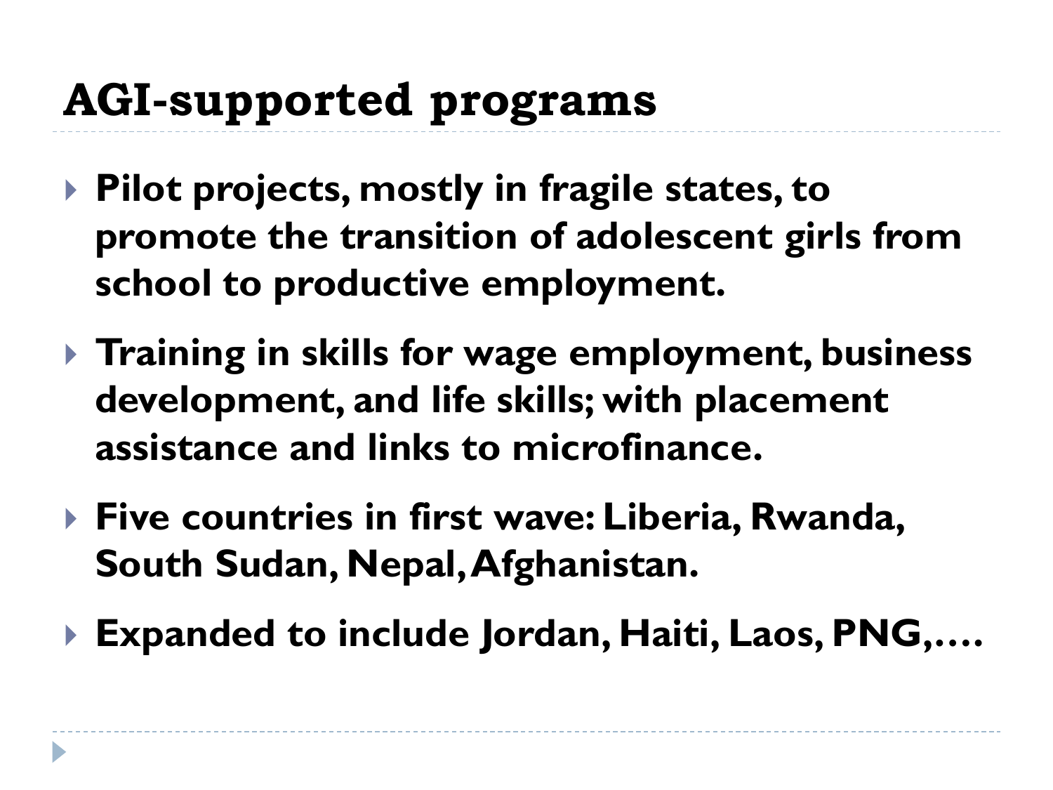# AGI-supported programs

- **Pilot projects, mostly in fragile states, to promote the transition of adolescent girls from school to productive employment.**
- **Training in skills for wage employment, business development, and life skills; with placement assistance and links to microfinance.**
- **Five countries in first wave: Liberia, Rwanda, South Sudan, Nepal, Afghanistan.**
- **Expanded to include Jordan, Haiti, Laos, PNG,….**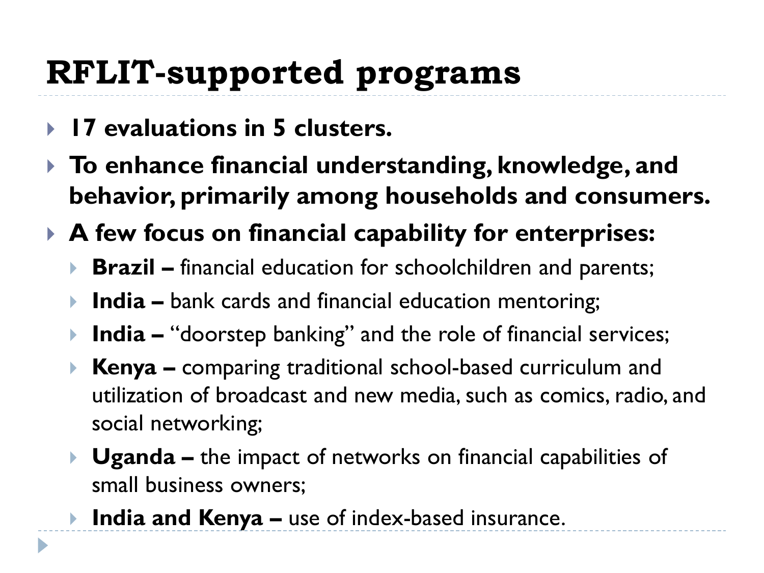# RFLIT-supported programs

- **17 evaluations in 5 clusters.**
- **To enhance financial understanding, knowledge, and behavior, primarily among households and consumers.**
- **A few focus on financial capability for enterprises:**
  - **Brazil –** financial education for schoolchildren and parents;
  - **India –** bank cards and financial education mentoring;
  - **India –** "doorstep banking" and the role of financial services;
  - **Kenya –** comparing traditional school-based curriculum and utilization of broadcast and new media, such as comics, radio, and social networking;
  - **Uganda –** the impact of networks on financial capabilities of small business owners;
  - **India and Kenya –** use of index-based insurance.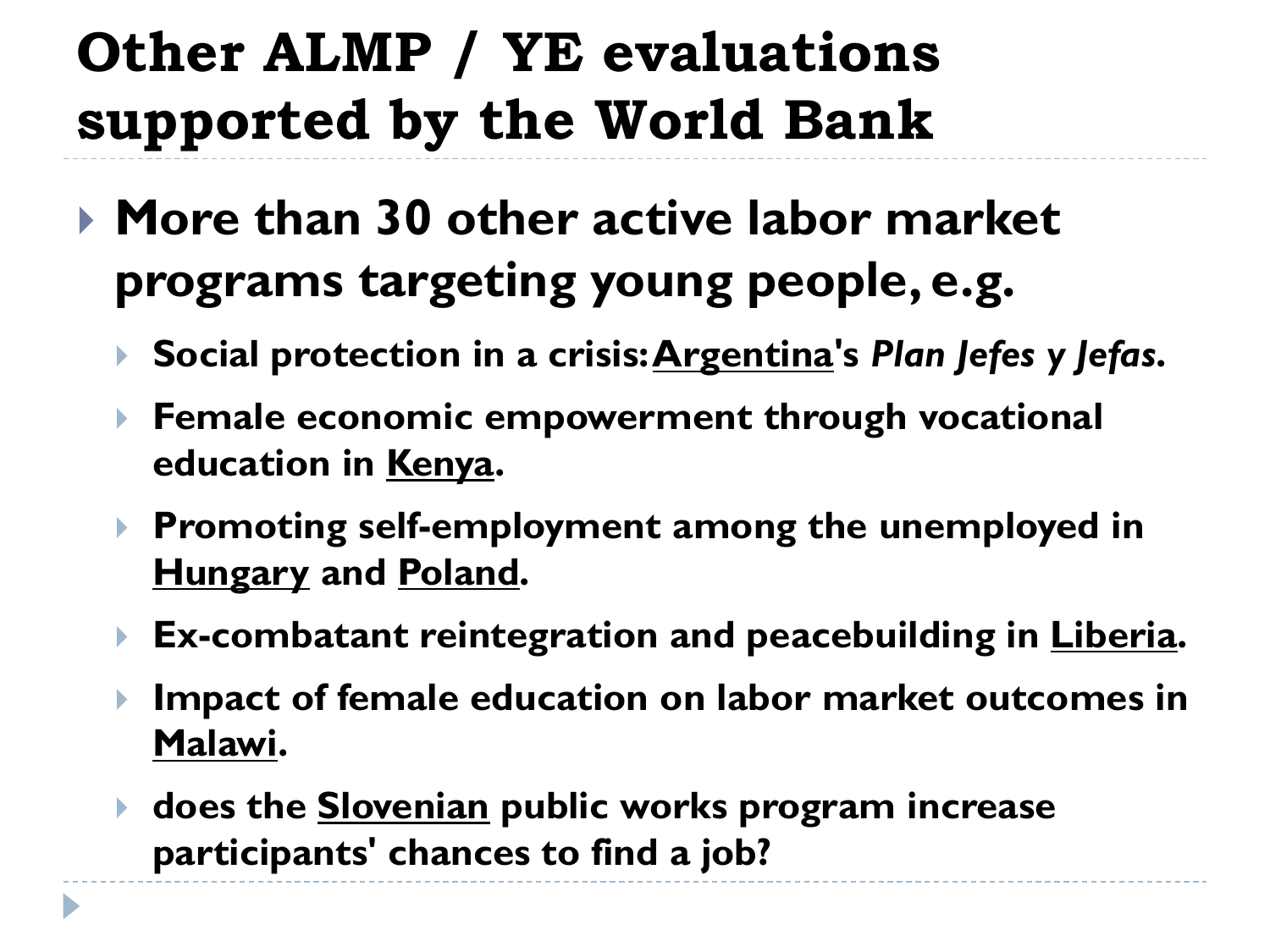# Other ALMP / YE evaluations supported by the World Bank

- **More than 30 other active labor market programs targeting young people, e.g.**
  - **Social protection in a crisis: Argentina's *Plan Jefes y Jefas*.**
  - **Female economic empowerment through vocational education in Kenya.**
  - **Promoting self-employment among the unemployed in Hungary and Poland.**
  - **Ex-combatant reintegration and peacebuilding in Liberia.**
  - **Impact of female education on labor market outcomes in Malawi.**
  - **does the Slovenian public works program increase participants' chances to find a job?**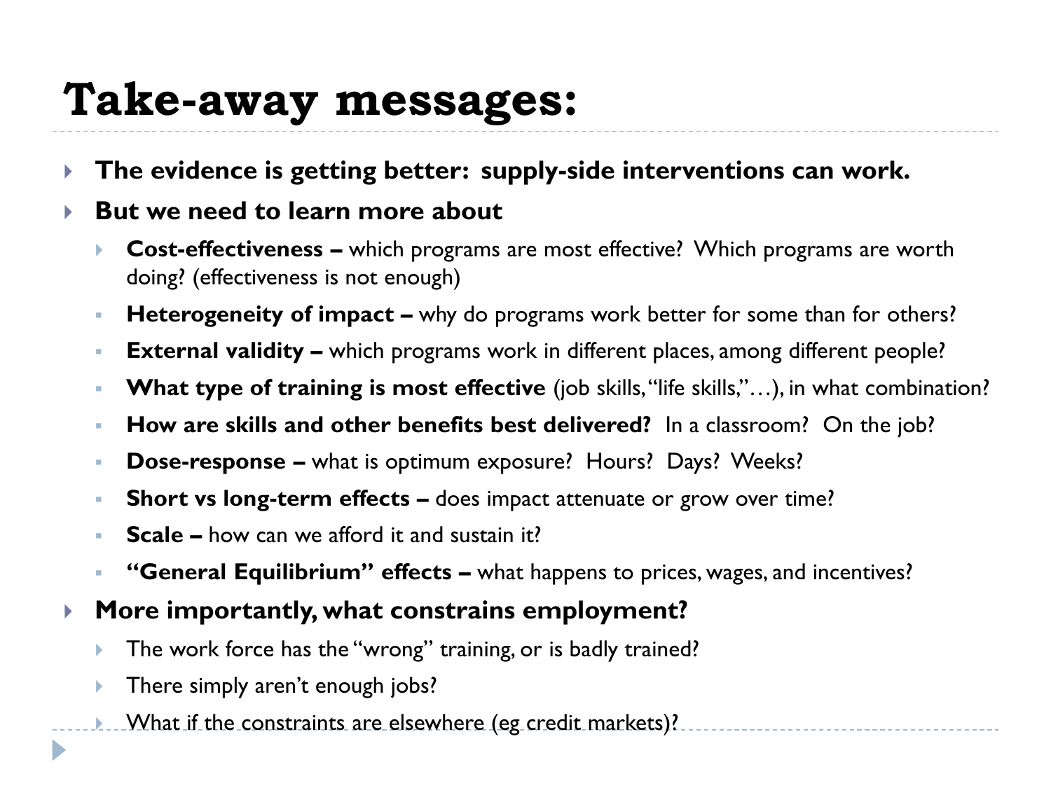# Take-away messages:

- **The evidence is getting better: supply-side interventions can work.**
- **But we need to learn more about**
  - **Cost-effectiveness –** which programs are most effective? Which programs are worth doing? (effectiveness is not enough)
  - **Heterogeneity of impact –** why do programs work better for some than for others?
  - **External validity –** which programs work in different places, among different people?
  - **What type of training is most effective** (job skills, "life skills," …), in what combination?
  - **How are skills and other benefits best delivered?** In a classroom? On the job?
  - **Dose-response –** what is optimum exposure? Hours? Days? Weeks?
  - **Short vs long-term effects –** does impact attenuate or grow over time?
  - **Scale –** how can we afford it and sustain it?
  - **"General Equilibrium" effects –** what happens to prices, wages, and incentives?
- **More importantly, what constrains employment?**
  - The work force has the "wrong" training, or is badly trained?
  - There simply aren't enough jobs?
  - What if the constraints are elsewhere (eg credit markets)?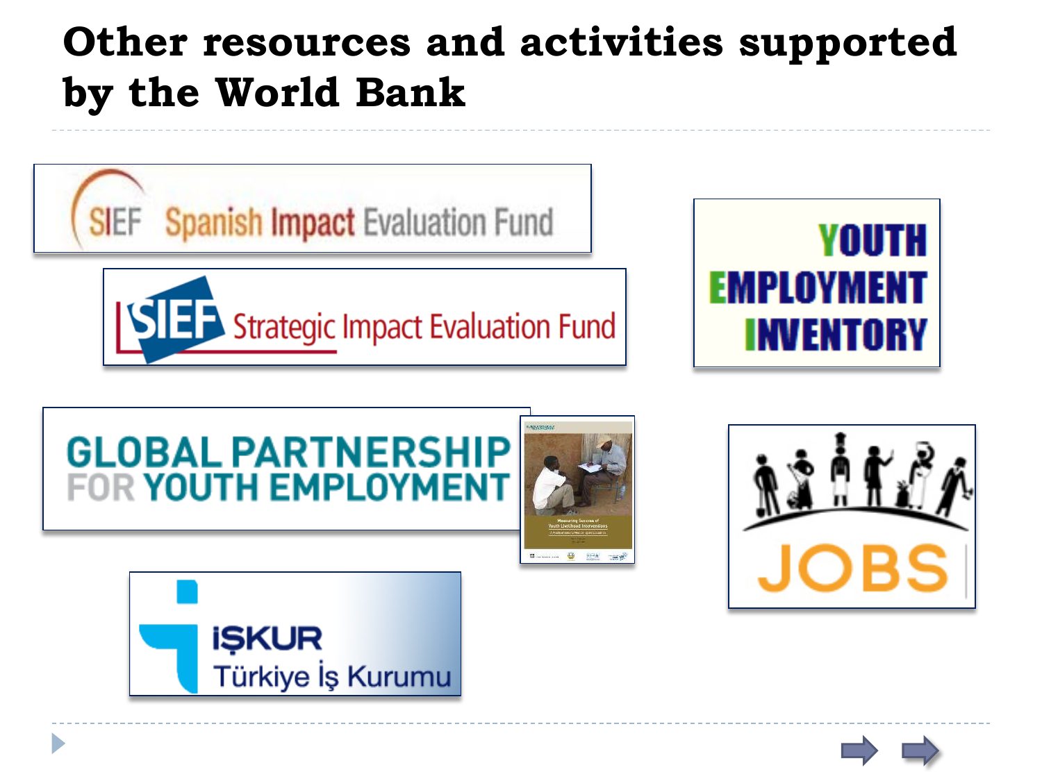# Other resources and activities supported by the World Bank

SIEF Spanish Impact Evaluation Fund

SIEF Strategic Impact Evaluation Fund

YOUTH EMPLOYMENT INVENTORY

GLOBAL PARTNERSHIP FOR YOUTH EMPLOYMENT

JOBS

İŞKUR Türkiye İş Kurumu